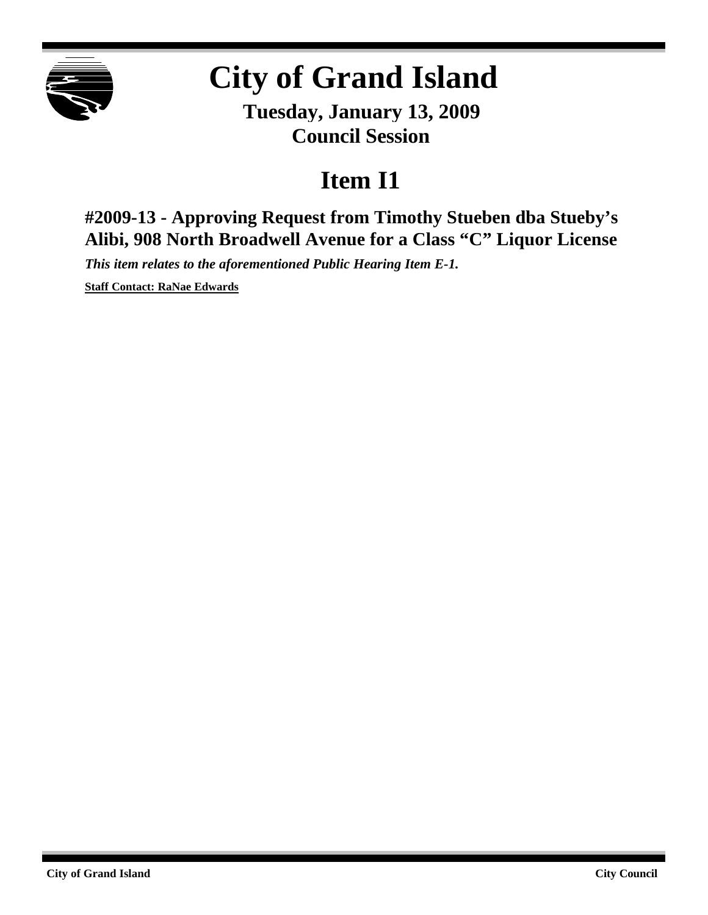# City of Grand Island

**Tuesday, January 13, 2009**
**Council Session**

# Item I1

## #2009-13 - Approving Request from Timothy Stueben dba Stueby's Alibi, 908 North Broadwell Avenue for a Class "C" Liquor License

***This item relates to the aforementioned Public Hearing Item E-1.***

**Staff Contact: RaNae Edwards**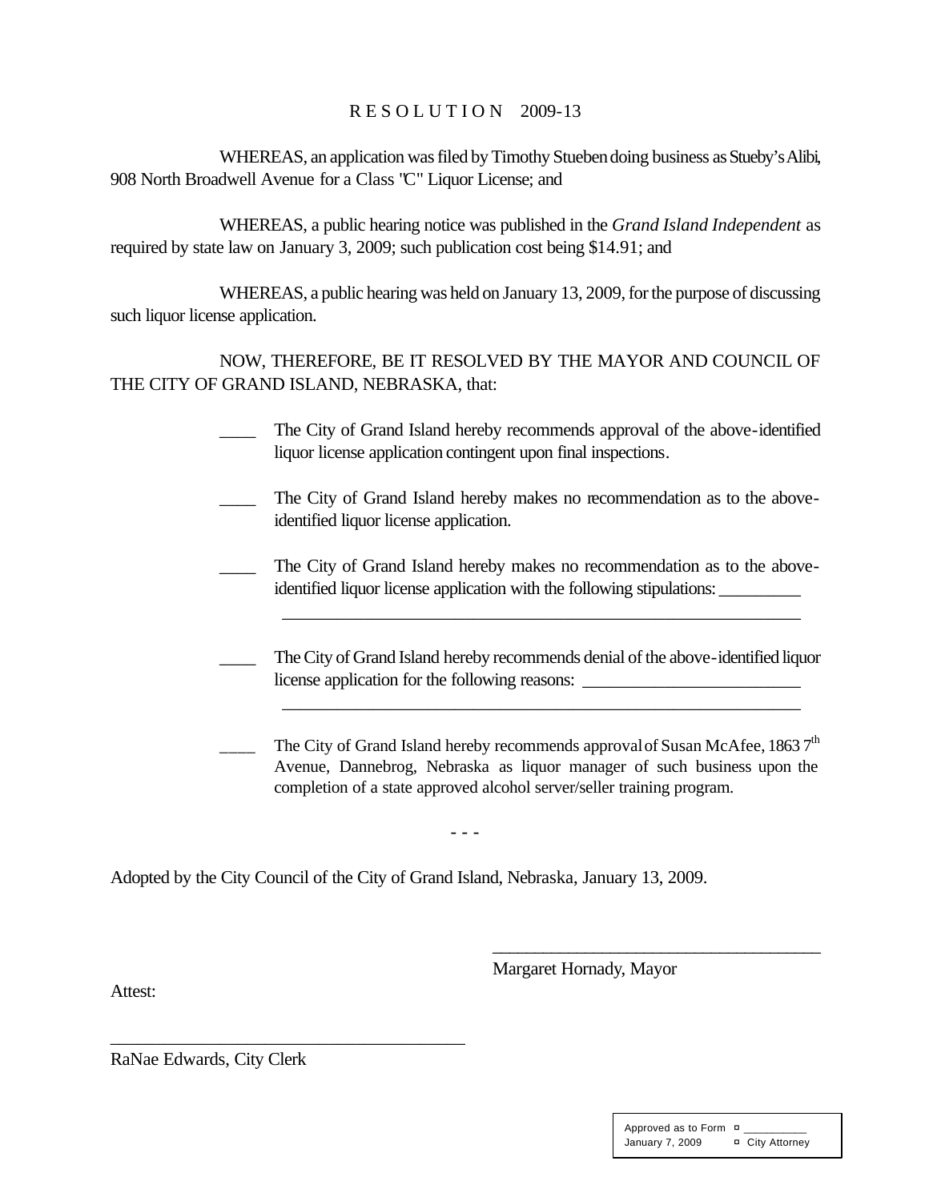# R E S O L U T I O N 2009-13

WHEREAS, an application was filed by Timothy Stueben doing business as Stueby's Alibi, 908 North Broadwell Avenue for a Class "C" Liquor License; and

WHEREAS, a public hearing notice was published in the *Grand Island Independent* as required by state law on January 3, 2009; such publication cost being $14.91; and

WHEREAS, a public hearing was held on January 13, 2009, for the purpose of discussing such liquor license application.

NOW, THEREFORE, BE IT RESOLVED BY THE MAYOR AND COUNCIL OF THE CITY OF GRAND ISLAND, NEBRASKA, that:

____ The City of Grand Island hereby recommends approval of the above-identified liquor license application contingent upon final inspections.

____ The City of Grand Island hereby makes no recommendation as to the above-identified liquor license application.

____ The City of Grand Island hereby makes no recommendation as to the above-identified liquor license application with the following stipulations: _________
_______________________________________________________________

____ The City of Grand Island hereby recommends denial of the above-identified liquor license application for the following reasons: ________________________
_______________________________________________________________

____ The City of Grand Island hereby recommends approval of Susan McAfee, 1863 7th Avenue, Dannebrog, Nebraska as liquor manager of such business upon the completion of a state approved alcohol server/seller training program.

- - -

Adopted by the City Council of the City of Grand Island, Nebraska, January 13, 2009.

_____________________________________
Margaret Hornady, Mayor

Attest:

_____________________________________
RaNae Edwards, City Clerk

Approved as to Form ¤ __________
January 7, 2009 ¤ City Attorney